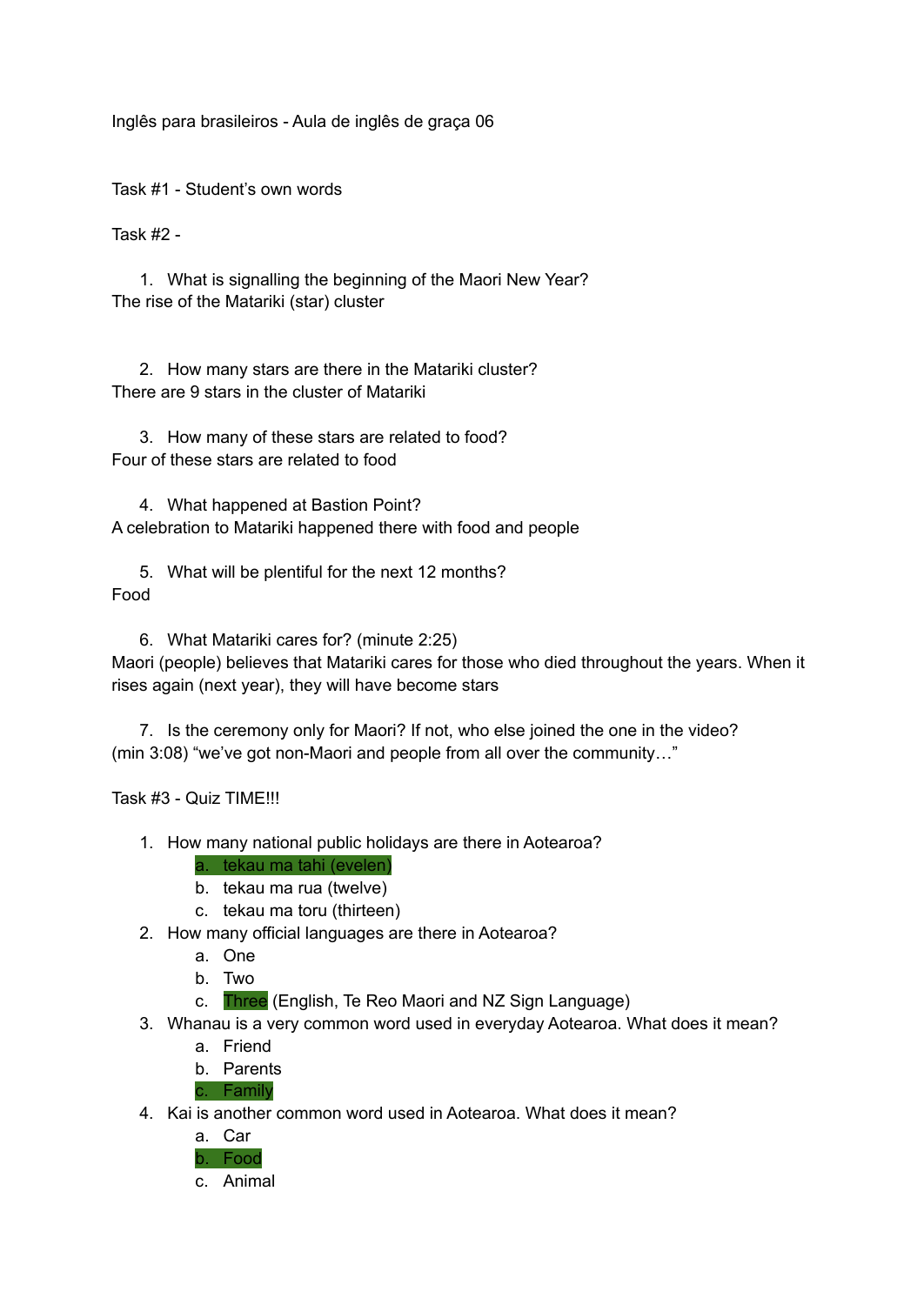Inglês para brasileiros - Aula de inglês de graça 06

Task #1 - Student's own words

Task #2 -

1. What is signalling the beginning of the Maori New Year?

The rise of the Matariki (star) cluster

2. How many stars are there in the Matariki cluster?

There are 9 stars in the cluster of Matariki

3. How many of these stars are related to food?

Four of these stars are related to food

4. What happened at Bastion Point?

A celebration to Matariki happened there with food and people

5. What will be plentiful for the next 12 months?

Food

6. What Matariki cares for? (minute 2:25)

Maori (people) believes that Matariki cares for those who died throughout the years. When it rises again (next year), they will have become stars

7. Is the ceremony only for Maori? If not, who else joined the one in the video?

(min 3:08) "we've got non-Maori and people from all over the community…"

Task #3 - Quiz TIME!!!

1. How many national public holidays are there in Aotearoa?
   a. tekau ma tahi (evelen)
   b. tekau ma rua (twelve)
   c. tekau ma toru (thirteen)
2. How many official languages are there in Aotearoa?
   a. One
   b. Two
   c. Three (English, Te Reo Maori and NZ Sign Language)
3. Whanau is a very common word used in everyday Aotearoa. What does it mean?
   a. Friend
   b. Parents
   c. Family
4. Kai is another common word used in Aotearoa. What does it mean?
   a. Car
   b. Food
   c. Animal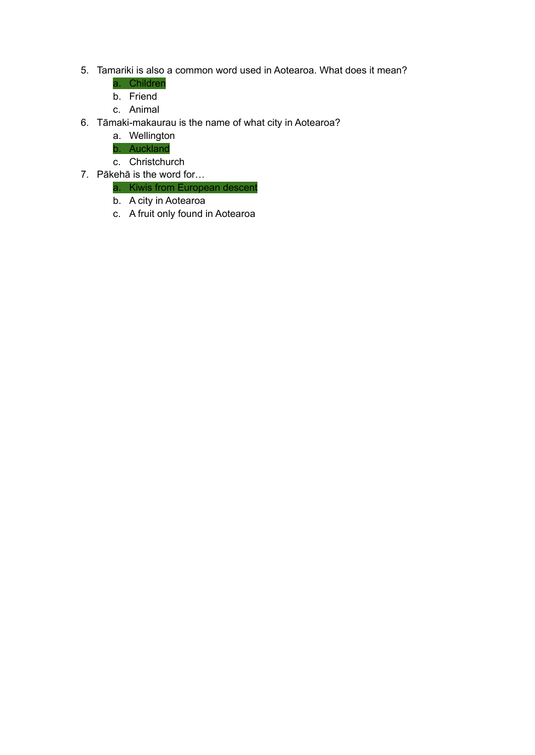5. Tamariki is also a common word used in Aotearoa. What does it mean?
    a. Children
    b. Friend
    c. Animal
6. Tāmaki-makaurau is the name of what city in Aotearoa?
    a. Wellington
    b. Auckland
    c. Christchurch
7. Pākehā is the word for…
    a. Kiwis from European descent
    b. A city in Aotearoa
    c. A fruit only found in Aotearoa